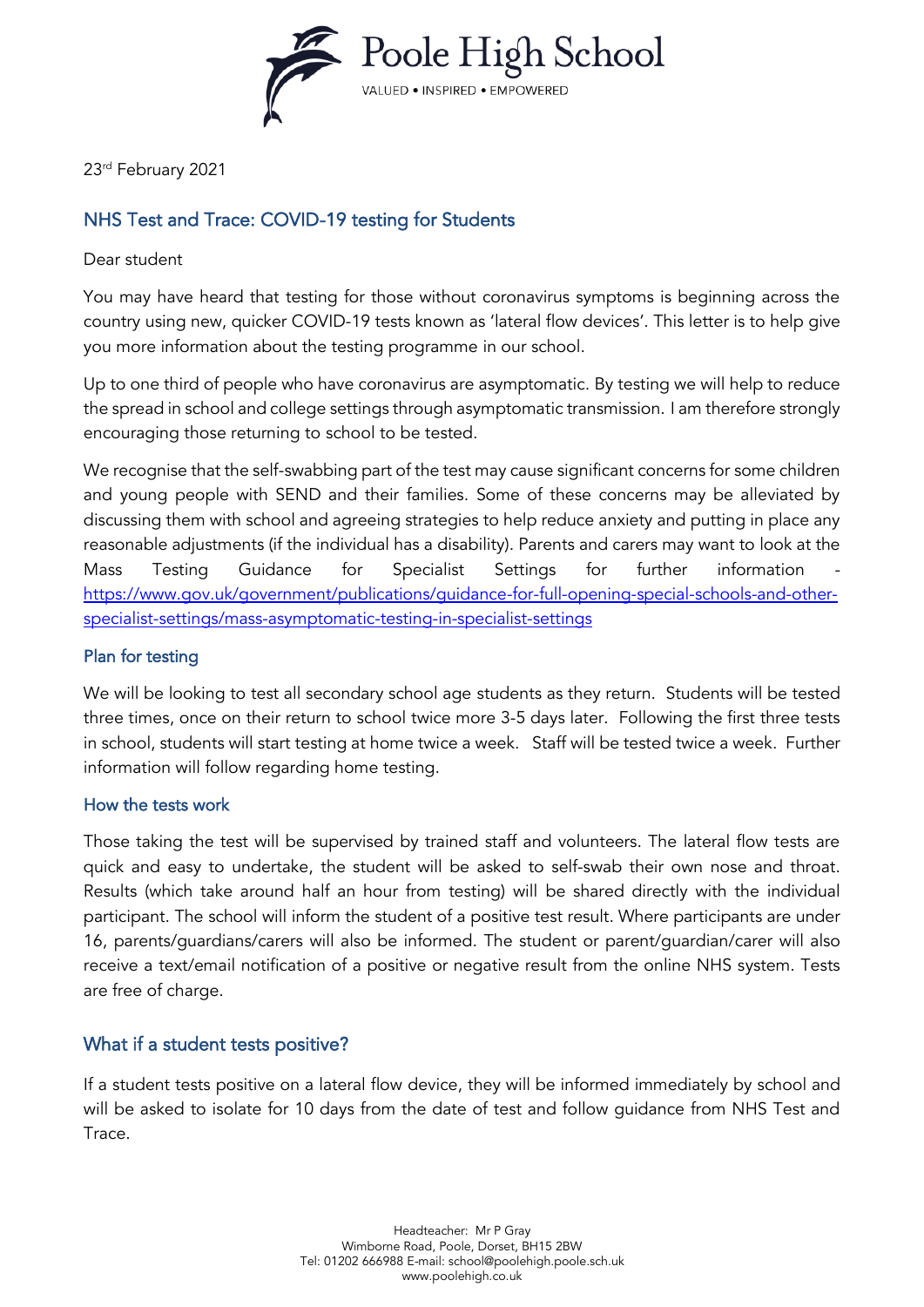# Poole High School

VALUED • INSPIRED • EMPOWERED

23rd February 2021

## NHS Test and Trace: COVID-19 testing for Students

Dear student

You may have heard that testing for those without coronavirus symptoms is beginning across the country using new, quicker COVID-19 tests known as 'lateral flow devices'. This letter is to help give you more information about the testing programme in our school.

Up to one third of people who have coronavirus are asymptomatic. By testing we will help to reduce the spread in school and college settings through asymptomatic transmission. I am therefore strongly encouraging those returning to school to be tested.

We recognise that the self-swabbing part of the test may cause significant concerns for some children and young people with SEND and their families. Some of these concerns may be alleviated by discussing them with school and agreeing strategies to help reduce anxiety and putting in place any reasonable adjustments (if the individual has a disability). Parents and carers may want to look at the Mass Testing Guidance for Specialist Settings for further information - https://www.gov.uk/government/publications/guidance-for-full-opening-special-schools-and-other-specialist-settings/mass-asymptomatic-testing-in-specialist-settings

### Plan for testing

We will be looking to test all secondary school age students as they return. Students will be tested three times, once on their return to school twice more 3-5 days later. Following the first three tests in school, students will start testing at home twice a week. Staff will be tested twice a week. Further information will follow regarding home testing.

### How the tests work

Those taking the test will be supervised by trained staff and volunteers. The lateral flow tests are quick and easy to undertake, the student will be asked to self-swab their own nose and throat. Results (which take around half an hour from testing) will be shared directly with the individual participant. The school will inform the student of a positive test result. Where participants are under 16, parents/guardians/carers will also be informed. The student or parent/guardian/carer will also receive a text/email notification of a positive or negative result from the online NHS system. Tests are free of charge.

## What if a student tests positive?

If a student tests positive on a lateral flow device, they will be informed immediately by school and will be asked to isolate for 10 days from the date of test and follow guidance from NHS Test and Trace.

Headteacher: Mr P Gray
Wimborne Road, Poole, Dorset, BH15 2BW
Tel: 01202 666988 E-mail: school@poolehigh.poole.sch.uk
www.poolehigh.co.uk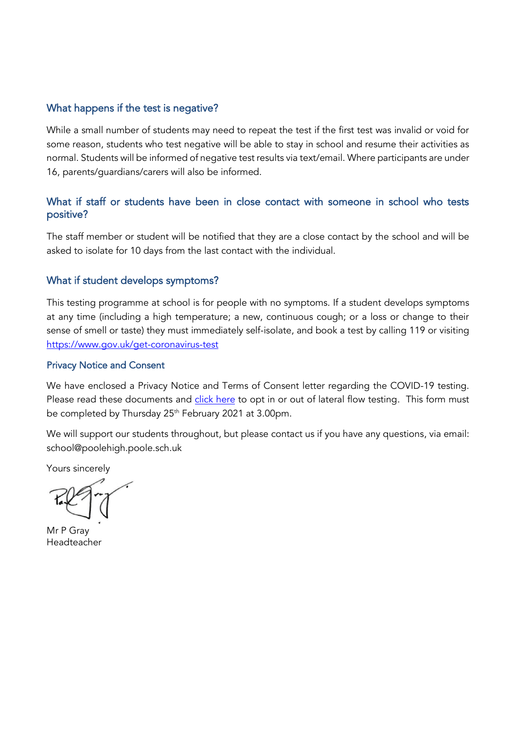### What happens if the test is negative?

While a small number of students may need to repeat the test if the first test was invalid or void for some reason, students who test negative will be able to stay in school and resume their activities as normal. Students will be informed of negative test results via text/email. Where participants are under 16, parents/guardians/carers will also be informed.

### What if staff or students have been in close contact with someone in school who tests positive?

The staff member or student will be notified that they are a close contact by the school and will be asked to isolate for 10 days from the last contact with the individual.

### What if student develops symptoms?

This testing programme at school is for people with no symptoms. If a student develops symptoms at any time (including a high temperature; a new, continuous cough; or a loss or change to their sense of smell or taste) they must immediately self-isolate, and book a test by calling 119 or visiting https://www.gov.uk/get-coronavirus-test

### Privacy Notice and Consent

We have enclosed a Privacy Notice and Terms of Consent letter regarding the COVID-19 testing. Please read these documents and click here to opt in or out of lateral flow testing. This form must be completed by Thursday 25th February 2021 at 3.00pm.

We will support our students throughout, but please contact us if you have any questions, via email: school@poolehigh.poole.sch.uk

Yours sincerely

Mr P Gray
Headteacher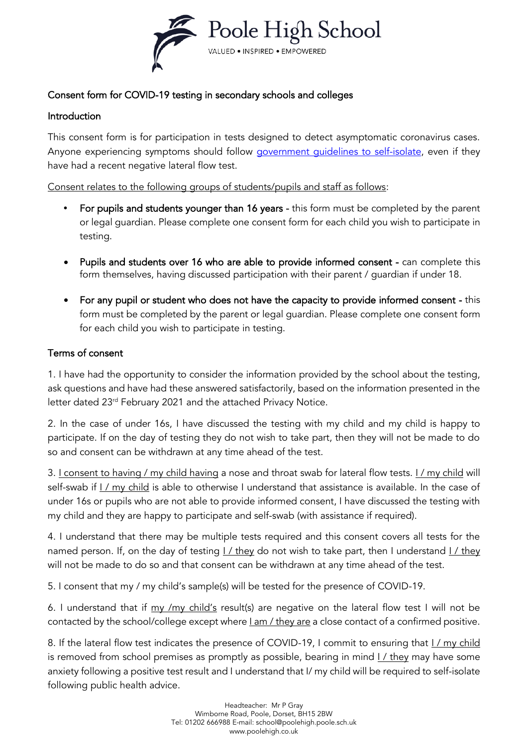Poole High School

VALUED • INSPIRED • EMPOWERED

## Consent form for COVID-19 testing in secondary schools and colleges

### Introduction

This consent form is for participation in tests designed to detect asymptomatic coronavirus cases. Anyone experiencing symptoms should follow [government guidelines to self-isolate](), even if they have had a recent negative lateral flow test.

Consent relates to the following groups of students/pupils and staff as follows:

- **For pupils and students younger than 16 years -** this form must be completed by the parent or legal guardian. Please complete one consent form for each child you wish to participate in testing.

- **Pupils and students over 16 who are able to provide informed consent -** can complete this form themselves, having discussed participation with their parent / guardian if under 18.

- **For any pupil or student who does not have the capacity to provide informed consent -** this form must be completed by the parent or legal guardian. Please complete one consent form for each child you wish to participate in testing.

### Terms of consent

1. I have had the opportunity to consider the information provided by the school about the testing, ask questions and have had these answered satisfactorily, based on the information presented in the letter dated 23rd February 2021 and the attached Privacy Notice.

2. In the case of under 16s, I have discussed the testing with my child and my child is happy to participate. If on the day of testing they do not wish to take part, then they will not be made to do so and consent can be withdrawn at any time ahead of the test.

3. I consent to having / my child having a nose and throat swab for lateral flow tests. I / my child will self-swab if I / my child is able to otherwise I understand that assistance is available. In the case of under 16s or pupils who are not able to provide informed consent, I have discussed the testing with my child and they are happy to participate and self-swab (with assistance if required).

4. I understand that there may be multiple tests required and this consent covers all tests for the named person. If, on the day of testing I / they do not wish to take part, then I understand I / they will not be made to do so and that consent can be withdrawn at any time ahead of the test.

5. I consent that my / my child's sample(s) will be tested for the presence of COVID-19.

6. I understand that if my /my child's result(s) are negative on the lateral flow test I will not be contacted by the school/college except where I am / they are a close contact of a confirmed positive.

8. If the lateral flow test indicates the presence of COVID-19, I commit to ensuring that I / my child is removed from school premises as promptly as possible, bearing in mind I / they may have some anxiety following a positive test result and I understand that I/ my child will be required to self-isolate following public health advice.

Headteacher: Mr P Gray
Wimborne Road, Poole, Dorset, BH15 2BW
Tel: 01202 666988 E-mail: school@poolehigh.poole.sch.uk
www.poolehigh.co.uk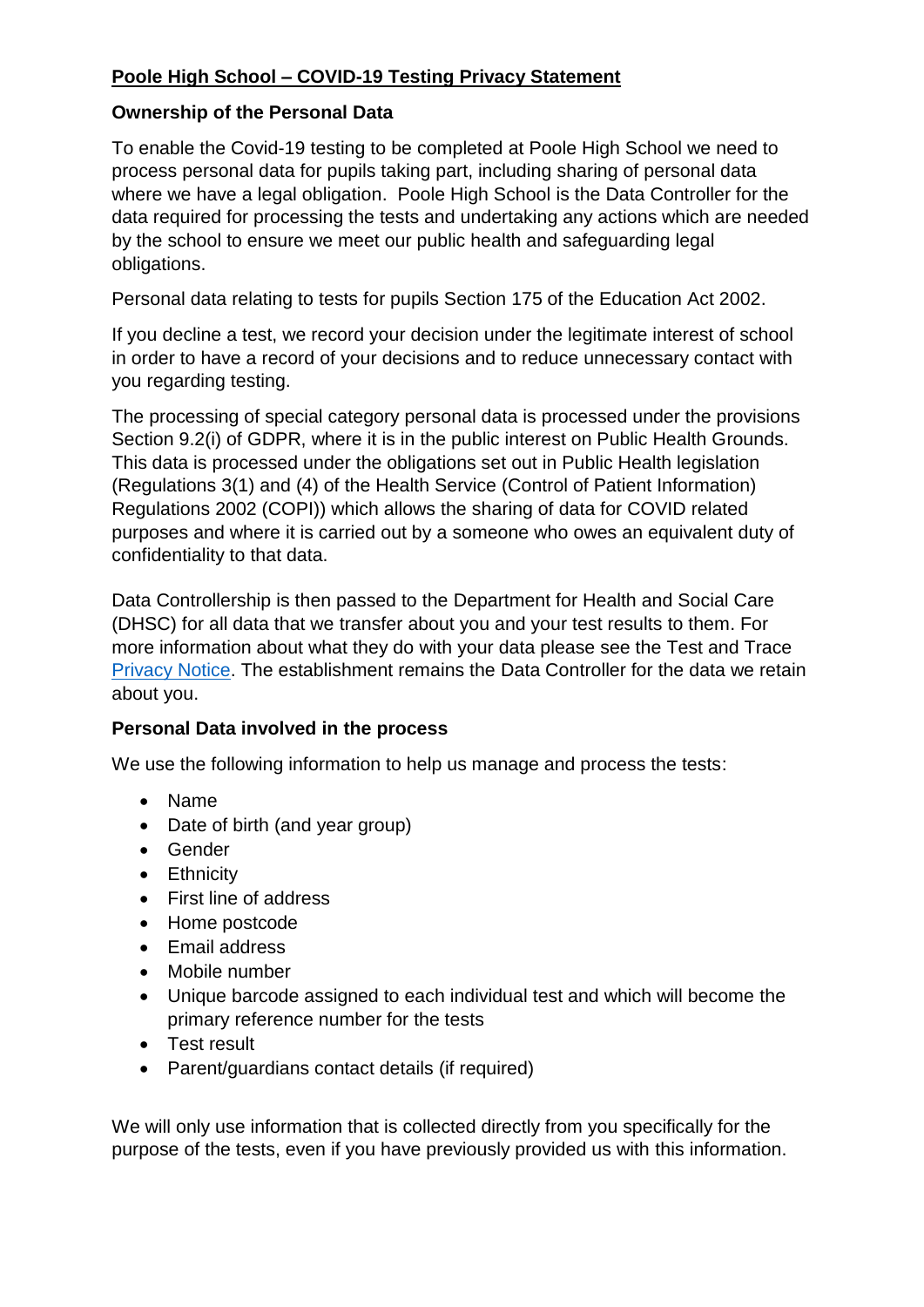## Poole High School – COVID-19 Testing Privacy Statement

### Ownership of the Personal Data

To enable the Covid-19 testing to be completed at Poole High School we need to process personal data for pupils taking part, including sharing of personal data where we have a legal obligation. Poole High School is the Data Controller for the data required for processing the tests and undertaking any actions which are needed by the school to ensure we meet our public health and safeguarding legal obligations.

Personal data relating to tests for pupils Section 175 of the Education Act 2002.

If you decline a test, we record your decision under the legitimate interest of school in order to have a record of your decisions and to reduce unnecessary contact with you regarding testing.

The processing of special category personal data is processed under the provisions Section 9.2(i) of GDPR, where it is in the public interest on Public Health Grounds. This data is processed under the obligations set out in Public Health legislation (Regulations 3(1) and (4) of the Health Service (Control of Patient Information) Regulations 2002 (COPI)) which allows the sharing of data for COVID related purposes and where it is carried out by a someone who owes an equivalent duty of confidentiality to that data.

Data Controllership is then passed to the Department for Health and Social Care (DHSC) for all data that we transfer about you and your test results to them. For more information about what they do with your data please see the Test and Trace Privacy Notice. The establishment remains the Data Controller for the data we retain about you.

### Personal Data involved in the process

We use the following information to help us manage and process the tests:

- Name
- Date of birth (and year group)
- Gender
- Ethnicity
- First line of address
- Home postcode
- Email address
- Mobile number
- Unique barcode assigned to each individual test and which will become the primary reference number for the tests
- Test result
- Parent/guardians contact details (if required)

We will only use information that is collected directly from you specifically for the purpose of the tests, even if you have previously provided us with this information.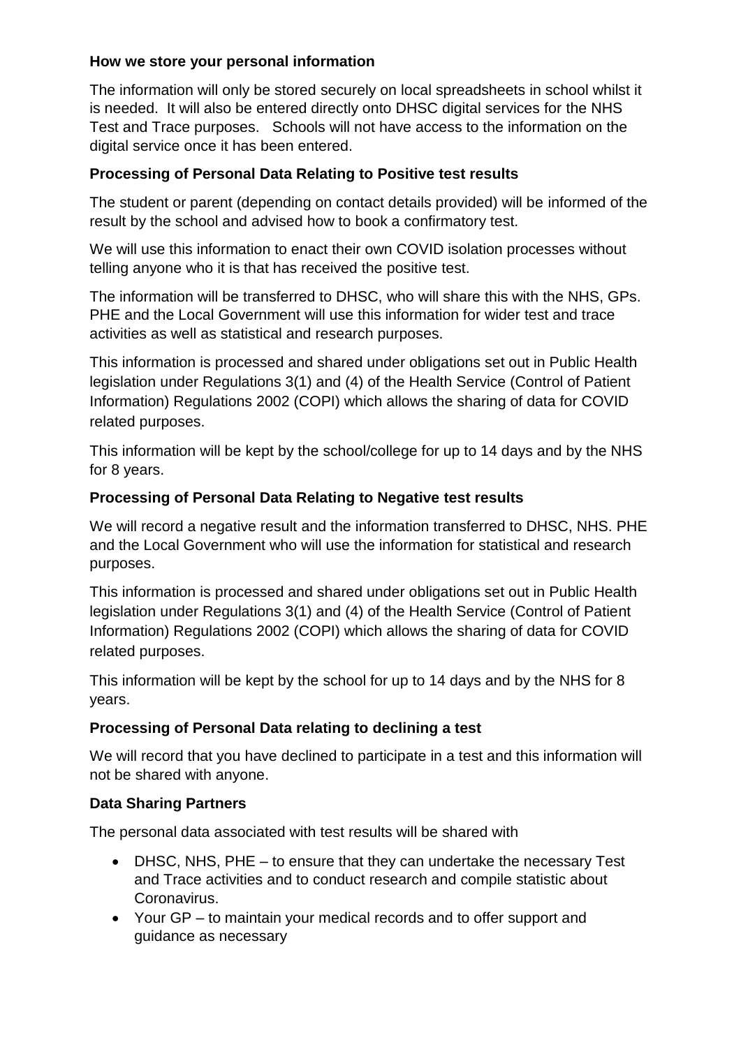**How we store your personal information**

The information will only be stored securely on local spreadsheets in school whilst it is needed. It will also be entered directly onto DHSC digital services for the NHS Test and Trace purposes. Schools will not have access to the information on the digital service once it has been entered.

**Processing of Personal Data Relating to Positive test results**

The student or parent (depending on contact details provided) will be informed of the result by the school and advised how to book a confirmatory test.

We will use this information to enact their own COVID isolation processes without telling anyone who it is that has received the positive test.

The information will be transferred to DHSC, who will share this with the NHS, GPs. PHE and the Local Government will use this information for wider test and trace activities as well as statistical and research purposes.

This information is processed and shared under obligations set out in Public Health legislation under Regulations 3(1) and (4) of the Health Service (Control of Patient Information) Regulations 2002 (COPI) which allows the sharing of data for COVID related purposes.

This information will be kept by the school/college for up to 14 days and by the NHS for 8 years.

**Processing of Personal Data Relating to Negative test results**

We will record a negative result and the information transferred to DHSC, NHS. PHE and the Local Government who will use the information for statistical and research purposes.

This information is processed and shared under obligations set out in Public Health legislation under Regulations 3(1) and (4) of the Health Service (Control of Patient Information) Regulations 2002 (COPI) which allows the sharing of data for COVID related purposes.

This information will be kept by the school for up to 14 days and by the NHS for 8 years.

**Processing of Personal Data relating to declining a test**

We will record that you have declined to participate in a test and this information will not be shared with anyone.

**Data Sharing Partners**

The personal data associated with test results will be shared with

- DHSC, NHS, PHE – to ensure that they can undertake the necessary Test and Trace activities and to conduct research and compile statistic about Coronavirus.
- Your GP – to maintain your medical records and to offer support and guidance as necessary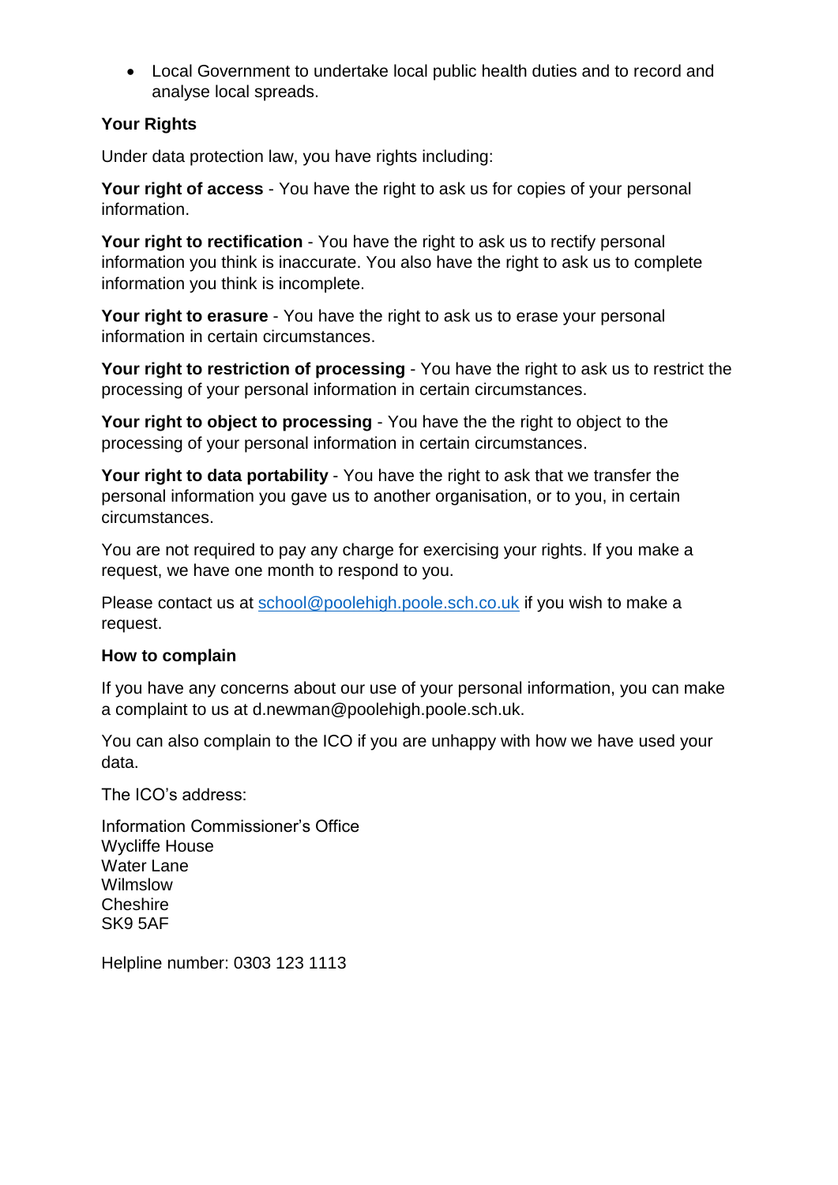- Local Government to undertake local public health duties and to record and analyse local spreads.

**Your Rights**

Under data protection law, you have rights including:

**Your right of access** - You have the right to ask us for copies of your personal information.

**Your right to rectification** - You have the right to ask us to rectify personal information you think is inaccurate. You also have the right to ask us to complete information you think is incomplete.

**Your right to erasure** - You have the right to ask us to erase your personal information in certain circumstances.

**Your right to restriction of processing** - You have the right to ask us to restrict the processing of your personal information in certain circumstances.

**Your right to object to processing** - You have the the right to object to the processing of your personal information in certain circumstances.

**Your right to data portability** - You have the right to ask that we transfer the personal information you gave us to another organisation, or to you, in certain circumstances.

You are not required to pay any charge for exercising your rights. If you make a request, we have one month to respond to you.

Please contact us at school@poolehigh.poole.sch.co.uk if you wish to make a request.

**How to complain**

If you have any concerns about our use of your personal information, you can make a complaint to us at d.newman@poolehigh.poole.sch.uk.

You can also complain to the ICO if you are unhappy with how we have used your data.

The ICO's address:

Information Commissioner's Office
Wycliffe House
Water Lane
Wilmslow
Cheshire
SK9 5AF

Helpline number: 0303 123 1113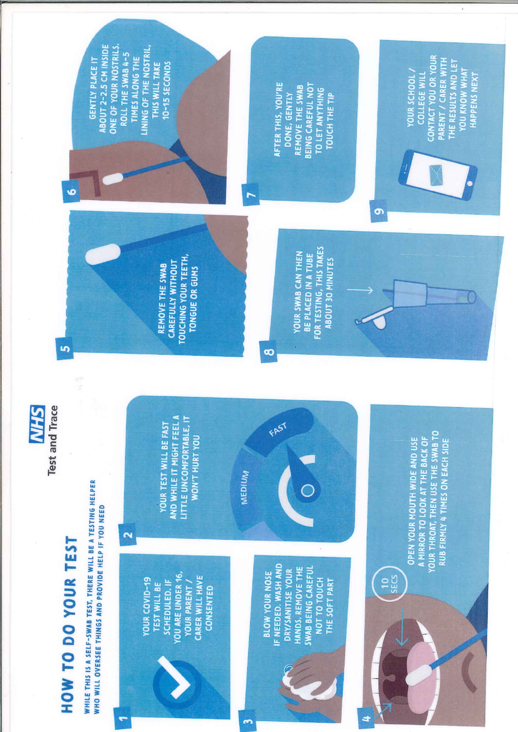# HOW TO DO YOUR TEST

**WHILE THIS IS A SELF-SWAB TEST, THERE WILL BE A TESTING HELPER WHO WILL OVERSEE THINGS AND PROVIDE HELP IF YOU NEED**

NHS Test and Trace

1. YOUR COVID-19 TEST WILL BE SCHEDULED. IF YOU ARE UNDER 16, YOUR PARENT / CARER WILL HAVE CONSENTED

2. YOUR TEST WILL BE FAST AND WHILE IT MIGHT FEEL A LITTLE UNCOMFORTABLE, IT WON'T HURT YOU

MEDIUM

FAST

3. BLOW YOUR NOSE IF NEEDED. WASH AND DRY/SANITISE YOUR HANDS. REMOVE THE SWAB BEING CAREFUL NOT TO TOUCH THE SOFT PART

4. OPEN YOUR MOUTH WIDE AND USE A MIRROR TO LOOK AT THE BACK OF YOUR THROAT, THEN USE THE SWAB TO RUB FIRMLY 4 TIMES ON EACH SIDE

10 SECS

5. REMOVE THE SWAB CAREFULLY WITHOUT TOUCHING YOUR TEETH, TONGUE OR GUMS

6. GENTLY PLACE IT ABOUT 2-2.5 CM INSIDE ONE OF YOUR NOSTRILS. ROLL THE SWAB 4-5 TIMES ALONG THE LINING OF THE NOSTRIL, THIS WILL TAKE 10-15 SECONDS

7. AFTER THIS, YOU'RE DONE, GENTLY REMOVE THE SWAB BEING CAREFUL NOT TO LET ANYTHING TOUCH THE TIP

8. YOUR SWAB CAN THEN BE PLACED IN A TUBE FOR TESTING, THIS TAKES ABOUT 30 MINUTES

9. YOUR SCHOOL / COLLEGE WILL CONTACT YOU OR YOUR PARENT / CARER WITH THE RESULTS AND LET YOU KNOW WHAT HAPPENS NEXT